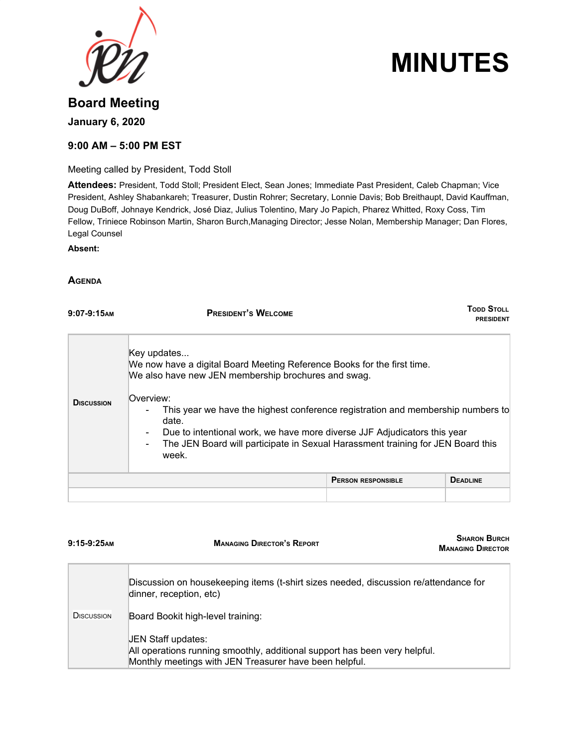# MINUTES

## Board Meeting

**January 6, 2020**

**9:00 AM – 5:00 PM EST**

Meeting called by President, Todd Stoll

**Attendees:** President, Todd Stoll; President Elect, Sean Jones; Immediate Past President, Caleb Chapman; Vice President, Ashley Shabankareh; Treasurer, Dustin Rohrer; Secretary, Lonnie Davis; Bob Breithaupt, David Kauffman, Doug DuBoff, Johnaye Kendrick, José Diaz, Julius Tolentino, Mary Jo Papich, Pharez Whitted, Roxy Coss, Tim Fellow, Triniece Robinson Martin, Sharon Burch,Managing Director; Jesse Nolan, Membership Manager; Dan Flores, Legal Counsel

**Absent:**

### AGENDA

**9:07-9:15AM** — **PRESIDENT'S WELCOME** — **TODD STOLL, PRESIDENT**

| | |
|---|---|
| **DISCUSSION** | Key updates...<br>We now have a digital Board Meeting Reference Books for the first time.<br>We also have new JEN membership brochures and swag.<br><br>Overview:<br>- This year we have the highest conference registration and membership numbers to date.<br>- Due to intentional work, we have more diverse JJF Adjudicators this year<br>- The JEN Board will participate in Sexual Harassment training for JEN Board this week. |

| | PERSON RESPONSIBLE | DEADLINE |
|---|---|---|
| | | |

**9:15-9:25AM** — **MANAGING DIRECTOR'S REPORT** — **SHARON BURCH, MANAGING DIRECTOR**

| | |
|---|---|
| DISCUSSION | Discussion on housekeeping items (t-shirt sizes needed, discussion re/attendance for dinner, reception, etc)<br><br>Board Bookit high-level training:<br><br>JEN Staff updates:<br>All operations running smoothly, additional support has been very helpful.<br>Monthly meetings with JEN Treasurer have been helpful. |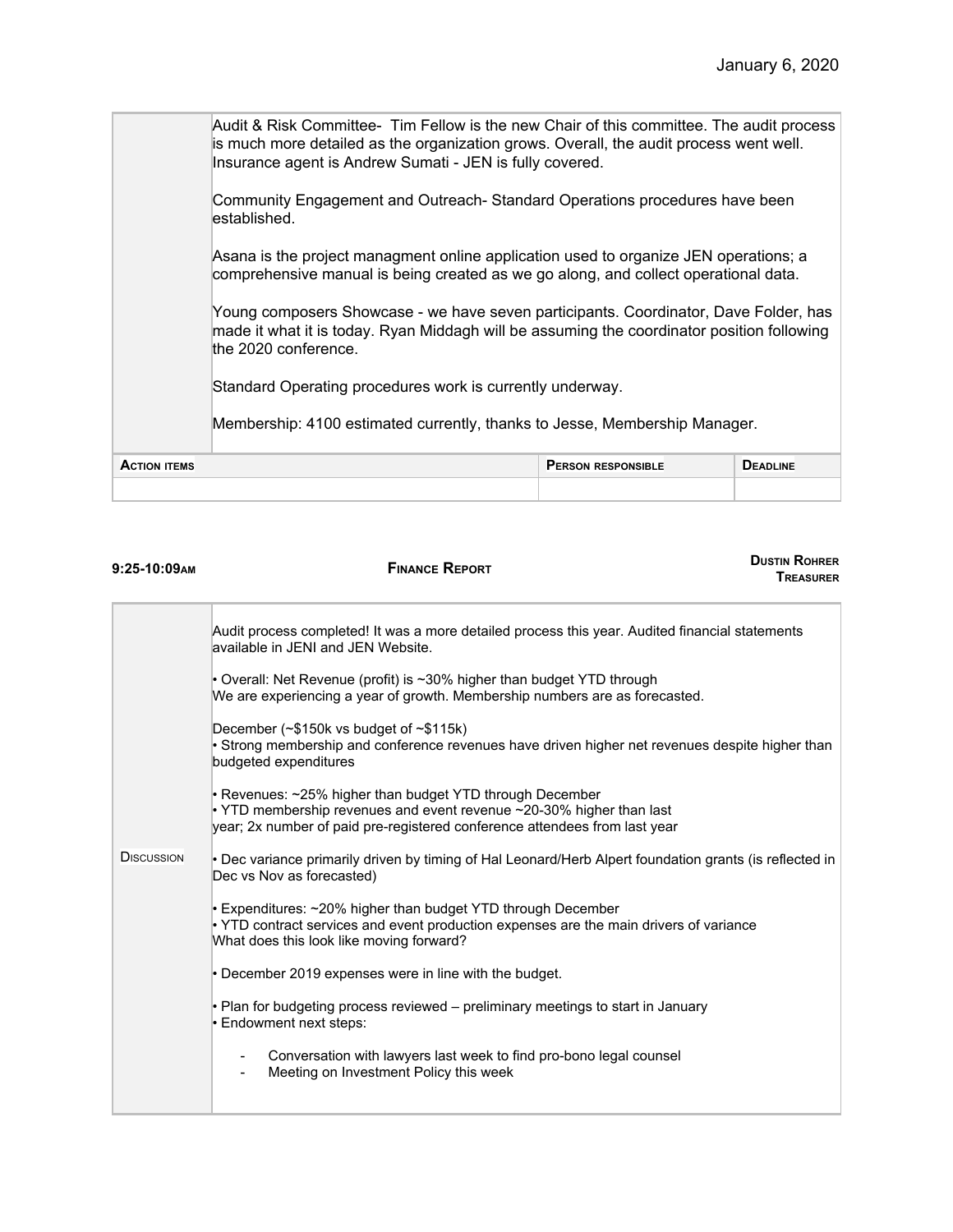January 6, 2020

| | |
|---|---|
| | Audit & Risk Committee- Tim Fellow is the new Chair of this committee. The audit process is much more detailed as the organization grows. Overall, the audit process went well. Insurance agent is Andrew Sumati - JEN is fully covered.<br><br>Community Engagement and Outreach- Standard Operations procedures have been established.<br><br>Asana is the project managment online application used to organize JEN operations; a comprehensive manual is being created as we go along, and collect operational data.<br><br>Young composers Showcase - we have seven participants. Coordinator, Dave Folder, has made it what it is today. Ryan Middagh will be assuming the coordinator position following the 2020 conference.<br><br>Standard Operating procedures work is currently underway.<br><br>Membership: 4100 estimated currently, thanks to Jesse, Membership Manager. |

| Action items | Person responsible | Deadline |
|---|---|---|
| | | |

**9:25-10:09am** | **Finance Report** | **Dustin Rohrer, Treasurer**

| | |
|---|---|
| Discussion | Audit process completed! It was a more detailed process this year. Audited financial statements available in JENI and JEN Website.<br><br>• Overall: Net Revenue (profit) is ~30% higher than budget YTD through<br>We are experiencing a year of growth. Membership numbers are as forecasted.<br><br>December (~$150k vs budget of ~$115k)<br>• Strong membership and conference revenues have driven higher net revenues despite higher than budgeted expenditures<br><br>• Revenues: ~25% higher than budget YTD through December<br>• YTD membership revenues and event revenue ~20-30% higher than last year; 2x number of paid pre-registered conference attendees from last year<br><br>• Dec variance primarily driven by timing of Hal Leonard/Herb Alpert foundation grants (is reflected in Dec vs Nov as forecasted)<br><br>• Expenditures: ~20% higher than budget YTD through December<br>• YTD contract services and event production expenses are the main drivers of variance<br>What does this look like moving forward?<br><br>• December 2019 expenses were in line with the budget.<br><br>• Plan for budgeting process reviewed – preliminary meetings to start in January<br>• Endowment next steps:<br><br>- Conversation with lawyers last week to find pro-bono legal counsel<br>- Meeting on Investment Policy this week |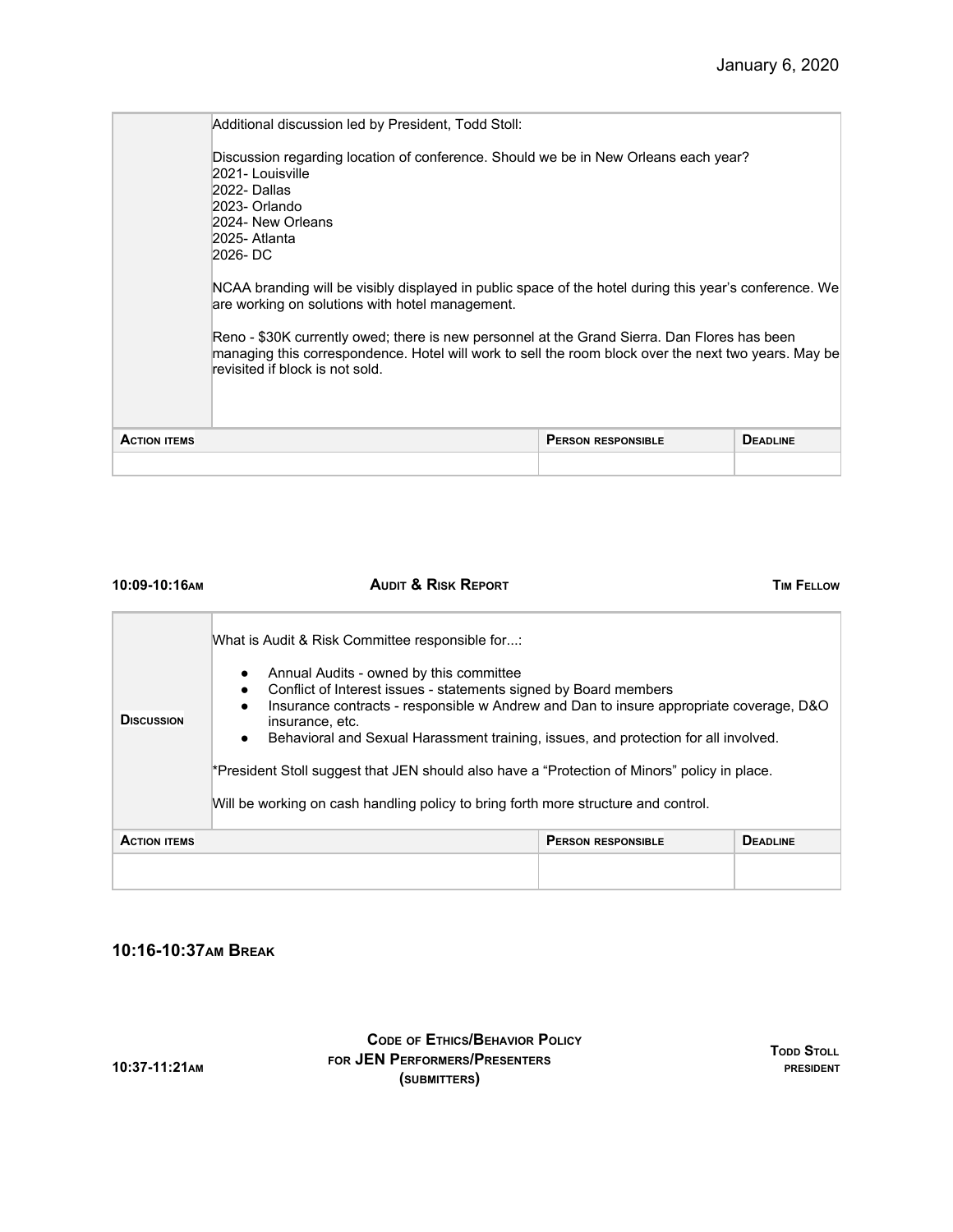| | | |
|---|---|---|
| | Additional discussion led by President, Todd Stoll:<br><br>Discussion regarding location of conference. Should we be in New Orleans each year?<br>2021- Louisville<br>2022- Dallas<br>2023- Orlando<br>2024- New Orleans<br>2025- Atlanta<br>2026- DC<br><br>NCAA branding will be visibly displayed in public space of the hotel during this year's conference. We are working on solutions with hotel management.<br><br>Reno - $30K currently owed; there is new personnel at the Grand Sierra. Dan Flores has been managing this correspondence. Hotel will work to sell the room block over the next two years. May be revisited if block is not sold. | |

| **Action items** | **Person responsible** | **Deadline** |
|---|---|---|
| | | |

**10:09-10:16AM** **AUDIT & RISK REPORT** **TIM FELLOW**

| | |
|---|---|
| **Discussion** | What is Audit & Risk Committee responsible for...:<br><br>• Annual Audits - owned by this committee<br>• Conflict of Interest issues - statements signed by Board members<br>• Insurance contracts - responsible w Andrew and Dan to insure appropriate coverage, D&O insurance, etc.<br>• Behavioral and Sexual Harassment training, issues, and protection for all involved.<br><br>*President Stoll suggest that JEN should also have a "Protection of Minors" policy in place.<br><br>Will be working on cash handling policy to bring forth more structure and control. |

| **Action items** | **Person responsible** | **Deadline** |
|---|---|---|
| | | |

## 10:16-10:37AM Break

**10:37-11:21AM** **CODE OF ETHICS/BEHAVIOR POLICY FOR JEN PERFORMERS/PRESENTERS (SUBMITTERS)** **TODD STOLL PRESIDENT**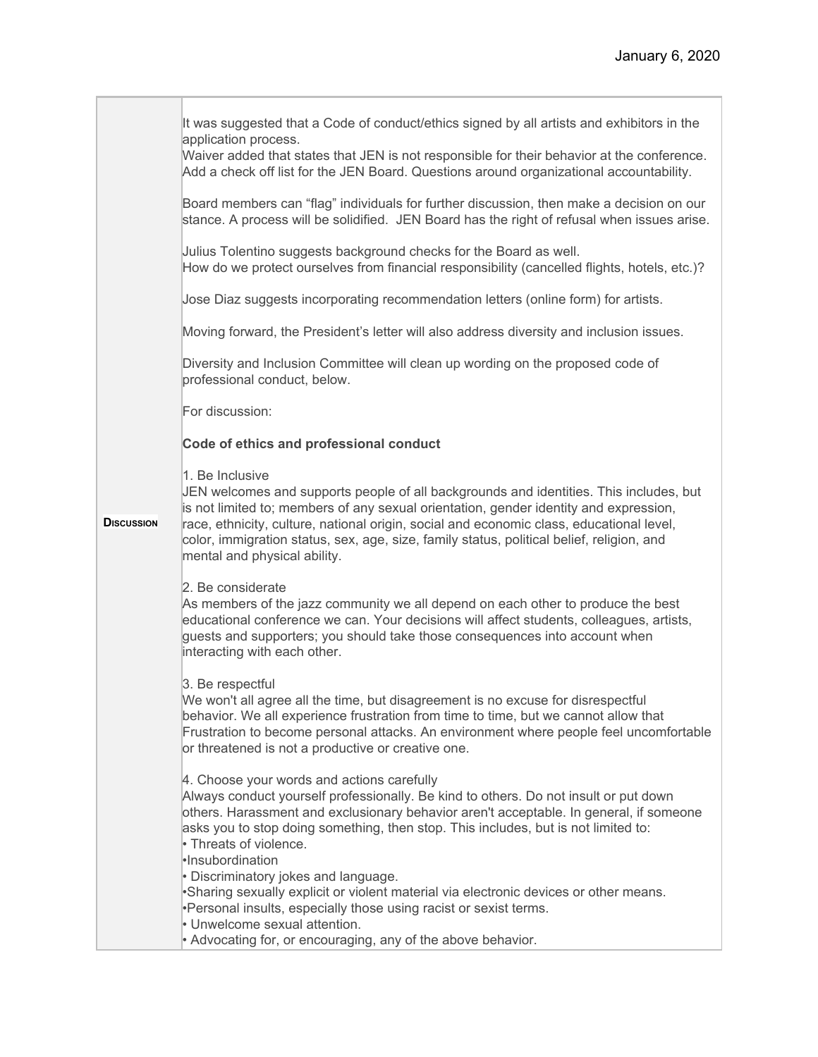January 6, 2020

| | |
|---|---|
| **Discussion** | It was suggested that a Code of conduct/ethics signed by all artists and exhibitors in the application process.<br>Waiver added that states that JEN is not responsible for their behavior at the conference. Add a check off list for the JEN Board. Questions around organizational accountability.<br><br>Board members can "flag" individuals for further discussion, then make a decision on our stance. A process will be solidified. JEN Board has the right of refusal when issues arise.<br><br>Julius Tolentino suggests background checks for the Board as well.<br>How do we protect ourselves from financial responsibility (cancelled flights, hotels, etc.)?<br><br>Jose Diaz suggests incorporating recommendation letters (online form) for artists.<br><br>Moving forward, the President's letter will also address diversity and inclusion issues.<br><br>Diversity and Inclusion Committee will clean up wording on the proposed code of professional conduct, below.<br><br>For discussion:<br><br>**Code of ethics and professional conduct**<br><br>1. Be Inclusive<br>JEN welcomes and supports people of all backgrounds and identities. This includes, but is not limited to; members of any sexual orientation, gender identity and expression, race, ethnicity, culture, national origin, social and economic class, educational level, color, immigration status, sex, age, size, family status, political belief, religion, and mental and physical ability.<br><br>2. Be considerate<br>As members of the jazz community we all depend on each other to produce the best educational conference we can. Your decisions will affect students, colleagues, artists, guests and supporters; you should take those consequences into account when interacting with each other.<br><br>3. Be respectful<br>We won't all agree all the time, but disagreement is no excuse for disrespectful behavior. We all experience frustration from time to time, but we cannot allow that Frustration to become personal attacks. An environment where people feel uncomfortable or threatened is not a productive or creative one.<br><br>4. Choose your words and actions carefully<br>Always conduct yourself professionally. Be kind to others. Do not insult or put down others. Harassment and exclusionary behavior aren't acceptable. In general, if someone asks you to stop doing something, then stop. This includes, but is not limited to:<br>• Threats of violence.<br>•Insubordination<br>• Discriminatory jokes and language.<br>•Sharing sexually explicit or violent material via electronic devices or other means.<br>•Personal insults, especially those using racist or sexist terms.<br>• Unwelcome sexual attention.<br>• Advocating for, or encouraging, any of the above behavior. |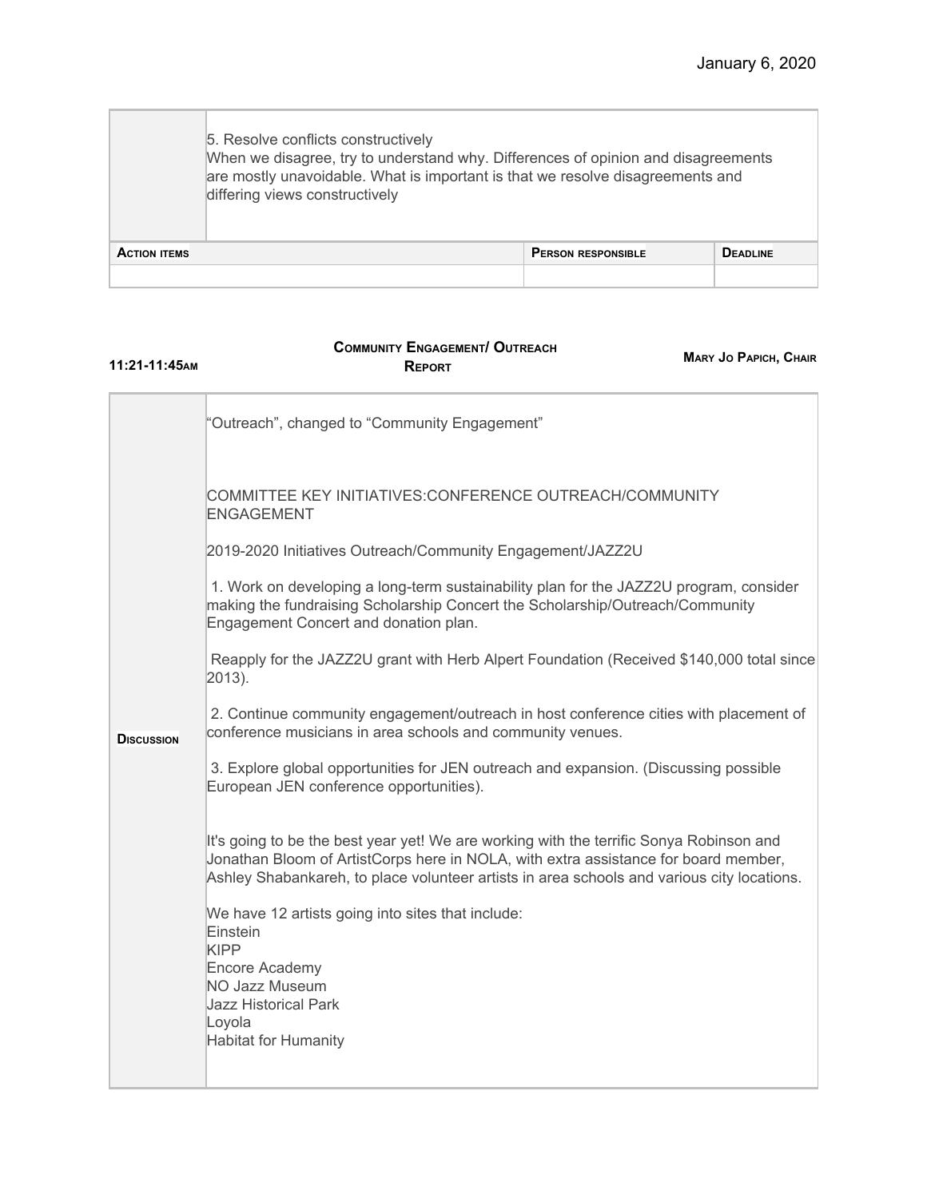January 6, 2020

| | |
|---|---|
| | 5. Resolve conflicts constructively<br>When we disagree, try to understand why. Differences of opinion and disagreements are mostly unavoidable. What is important is that we resolve disagreements and differing views constructively |

| **Action items** | **Person responsible** | **Deadline** |
|---|---|---|
| | | |

**11:21-11:45am** **Community Engagement/ Outreach Report** **Mary Jo Papich, Chair**

| | |
|---|---|
| **Discussion** | "Outreach", changed to "Community Engagement"<br><br>COMMITTEE KEY INITIATIVES:CONFERENCE OUTREACH/COMMUNITY ENGAGEMENT<br><br>2019-2020 Initiatives Outreach/Community Engagement/JAZZ2U<br><br>1. Work on developing a long-term sustainability plan for the JAZZ2U program, consider making the fundraising Scholarship Concert the Scholarship/Outreach/Community Engagement Concert and donation plan.<br><br>Reapply for the JAZZ2U grant with Herb Alpert Foundation (Received $140,000 total since 2013).<br><br>2. Continue community engagement/outreach in host conference cities with placement of conference musicians in area schools and community venues.<br><br>3. Explore global opportunities for JEN outreach and expansion. (Discussing possible European JEN conference opportunities).<br><br>It's going to be the best year yet! We are working with the terrific Sonya Robinson and Jonathan Bloom of ArtistCorps here in NOLA, with extra assistance for board member, Ashley Shabankareh, to place volunteer artists in area schools and various city locations.<br><br>We have 12 artists going into sites that include:<br>Einstein<br>KIPP<br>Encore Academy<br>NO Jazz Museum<br>Jazz Historical Park<br>Loyola<br>Habitat for Humanity |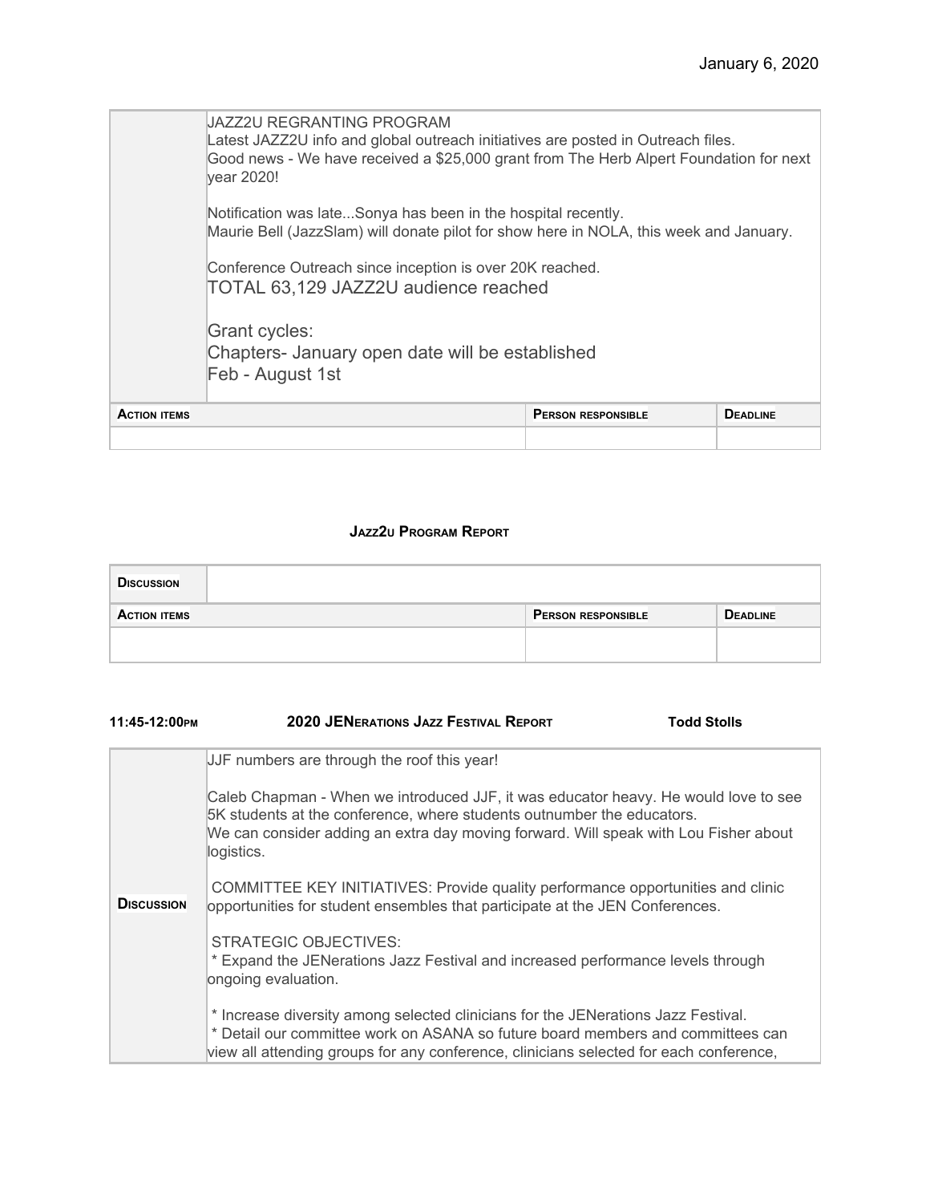January 6, 2020

| | |
|---|---|
| | JAZZ2U REGRANTING PROGRAM<br>Latest JAZZ2U info and global outreach initiatives are posted in Outreach files.<br>Good news - We have received a $25,000 grant from The Herb Alpert Foundation for next year 2020!<br><br>Notification was late...Sonya has been in the hospital recently.<br>Maurie Bell (JazzSlam) will donate pilot for show here in NOLA, this week and January.<br><br>Conference Outreach since inception is over 20K reached.<br>TOTAL 63,129 JAZZ2U audience reached<br><br>Grant cycles:<br>Chapters- January open date will be established<br>Feb - August 1st |

| **Action items** | **Person responsible** | **Deadline** |
|---|---|---|
| | | |

### Jazz2u Program Report

| | |
|---|---|
| **Discussion** | |

| **Action items** | **Person responsible** | **Deadline** |
|---|---|---|
| | | |

**11:45-12:00pm** **2020 JENerations Jazz Festival Report** **Todd Stolls**

| | |
|---|---|
| **Discussion** | JJF numbers are through the roof this year!<br><br>Caleb Chapman - When we introduced JJF, it was educator heavy. He would love to see 5K students at the conference, where students outnumber the educators.<br>We can consider adding an extra day moving forward. Will speak with Lou Fisher about logistics.<br><br>COMMITTEE KEY INITIATIVES: Provide quality performance opportunities and clinic opportunities for student ensembles that participate at the JEN Conferences.<br><br>STRATEGIC OBJECTIVES:<br>* Expand the JENerations Jazz Festival and increased performance levels through ongoing evaluation.<br><br>* Increase diversity among selected clinicians for the JENerations Jazz Festival.<br>* Detail our committee work on ASANA so future board members and committees can view all attending groups for any conference, clinicians selected for each conference, |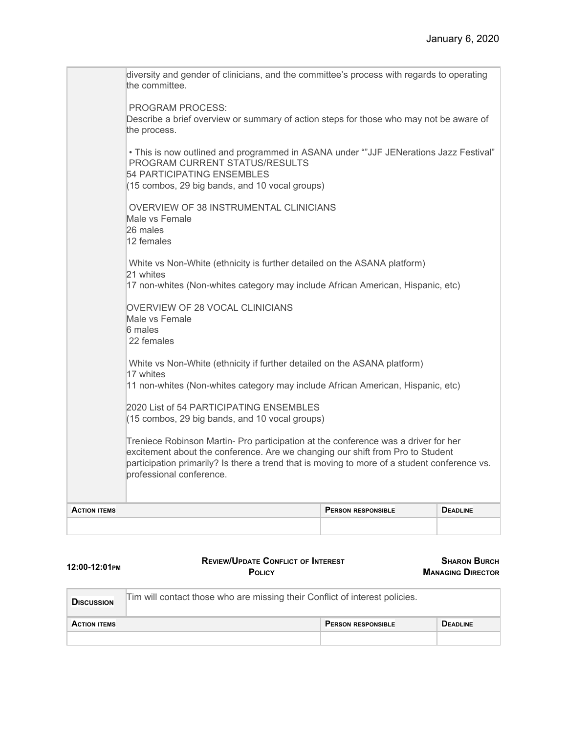| | |
|---|---|
| | diversity and gender of clinicians, and the committee's process with regards to operating the committee.<br><br>PROGRAM PROCESS:<br>Describe a brief overview or summary of action steps for those who may not be aware of the process.<br><br>• This is now outlined and programmed in ASANA under ""JJF JENerations Jazz Festival"<br>PROGRAM CURRENT STATUS/RESULTS<br>54 PARTICIPATING ENSEMBLES<br>(15 combos, 29 big bands, and 10 vocal groups)<br><br>OVERVIEW OF 38 INSTRUMENTAL CLINICIANS<br>Male vs Female<br>26 males<br>12 females<br><br>White vs Non-White (ethnicity is further detailed on the ASANA platform)<br>21 whites<br>17 non-whites (Non-whites category may include African American, Hispanic, etc)<br><br>OVERVIEW OF 28 VOCAL CLINICIANS<br>Male vs Female<br>6 males<br>22 females<br><br>White vs Non-White (ethnicity if further detailed on the ASANA platform)<br>17 whites<br>11 non-whites (Non-whites category may include African American, Hispanic, etc)<br><br>2020 List of 54 PARTICIPATING ENSEMBLES<br>(15 combos, 29 big bands, and 10 vocal groups)<br><br>Treniece Robinson Martin- Pro participation at the conference was a driver for her excitement about the conference. Are we changing our shift from Pro to Student participation primarily? Is there a trend that is moving to more of a student conference vs. professional conference. |

| Action items | Person responsible | Deadline |
|---|---|---|
| | | |

**12:00-12:01pm** | **Review/Update Conflict of Interest Policy** | **Sharon Burch, Managing Director**

| | |
|---|---|
| **Discussion** | Tim will contact those who are missing their Conflict of interest policies. |

| Action items | Person responsible | Deadline |
|---|---|---|
| | | |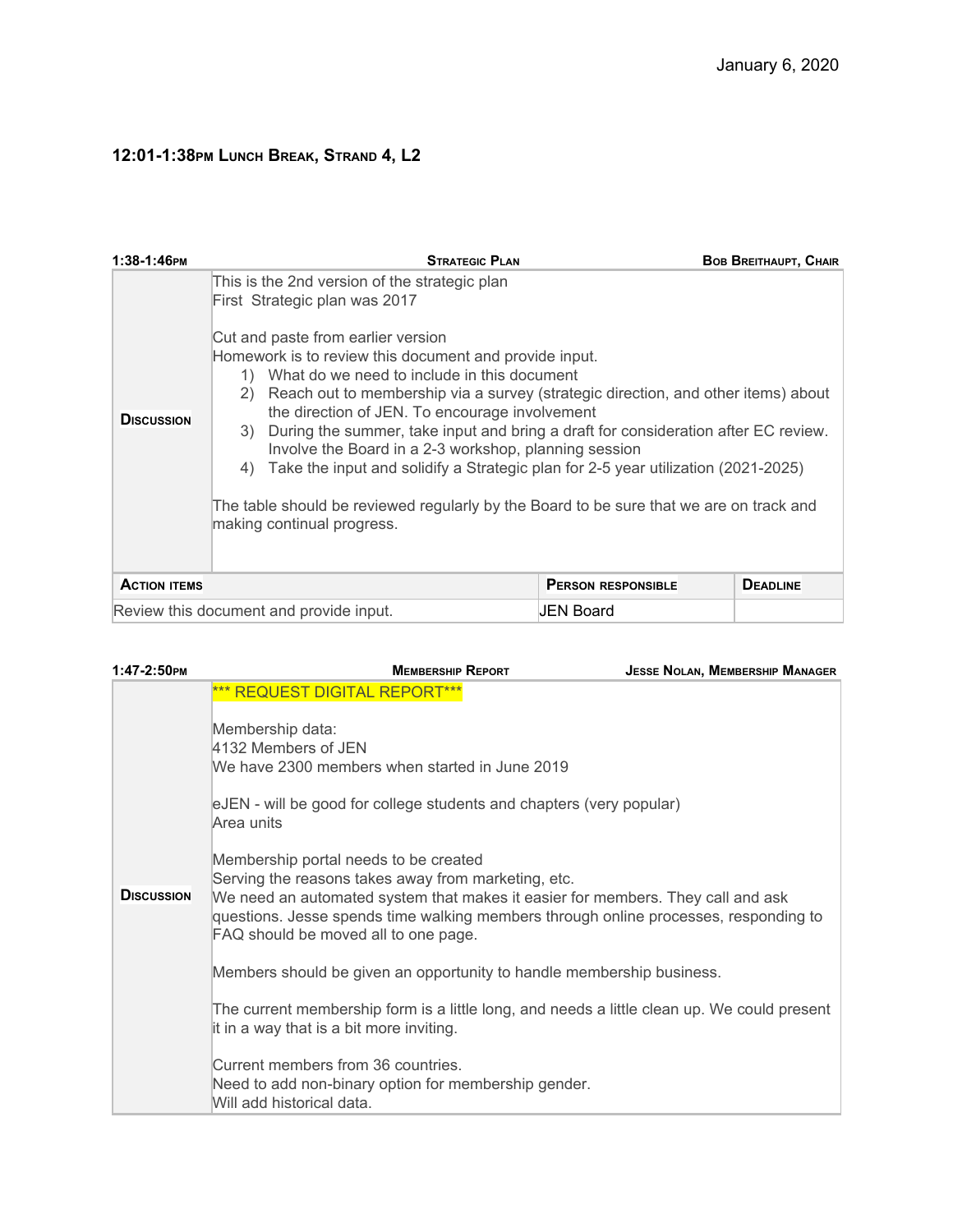January 6, 2020

### 12:01-1:38PM Lunch Break, Strand 4, L2

| 1:38-1:46PM | Strategic Plan | Bob Breithaupt, Chair |
|---|---|---|
| **Discussion** | This is the 2nd version of the strategic plan<br>First Strategic plan was 2017<br><br>Cut and paste from earlier version<br>Homework is to review this document and provide input.<br>1) What do we need to include in this document<br>2) Reach out to membership via a survey (strategic direction, and other items) about the direction of JEN. To encourage involvement<br>3) During the summer, take input and bring a draft for consideration after EC review. Involve the Board in a 2-3 workshop, planning session<br>4) Take the input and solidify a Strategic plan for 2-5 year utilization (2021-2025)<br><br>The table should be reviewed regularly by the Board to be sure that we are on track and making continual progress. | |

| Action items | Person responsible | Deadline |
|---|---|---|
| Review this document and provide input. | JEN Board | |

| 1:47-2:50PM | Membership Report | Jesse Nolan, Membership Manager |
|---|---|---|
| **Discussion** | *** REQUEST DIGITAL REPORT***<br><br>Membership data:<br>4132 Members of JEN<br>We have 2300 members when started in June 2019<br><br>eJEN - will be good for college students and chapters (very popular)<br>Area units<br><br>Membership portal needs to be created<br>Serving the reasons takes away from marketing, etc.<br>We need an automated system that makes it easier for members. They call and ask questions. Jesse spends time walking members through online processes, responding to FAQ should be moved all to one page.<br><br>Members should be given an opportunity to handle membership business.<br><br>The current membership form is a little long, and needs a little clean up. We could present it in a way that is a bit more inviting.<br><br>Current members from 36 countries.<br>Need to add non-binary option for membership gender.<br>Will add historical data. | |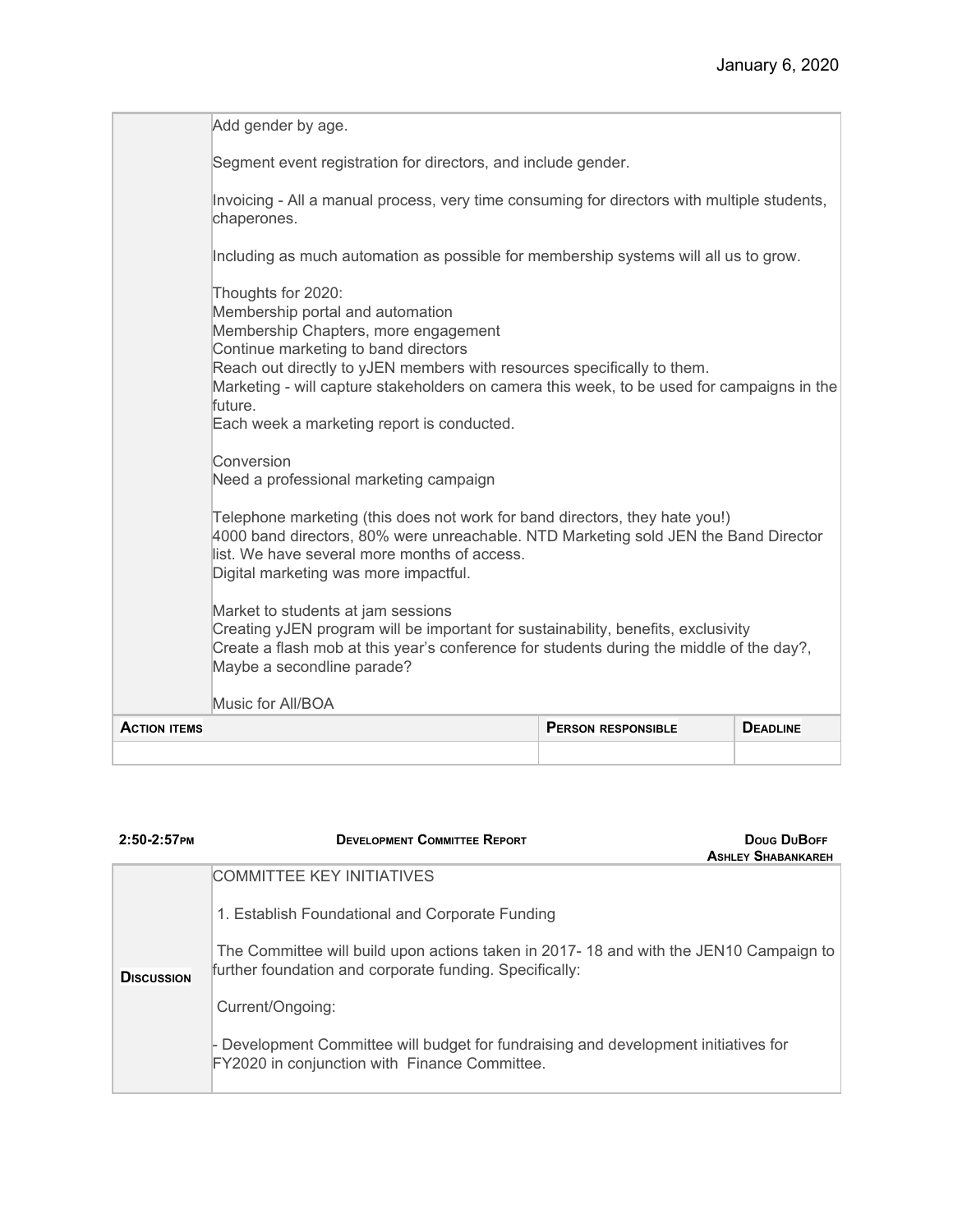January 6, 2020

| | |
|---|---|
| | Add gender by age.<br><br>Segment event registration for directors, and include gender.<br><br>Invoicing - All a manual process, very time consuming for directors with multiple students, chaperones.<br><br>Including as much automation as possible for membership systems will all us to grow.<br><br>Thoughts for 2020:<br>Membership portal and automation<br>Membership Chapters, more engagement<br>Continue marketing to band directors<br>Reach out directly to yJEN members with resources specifically to them.<br>Marketing - will capture stakeholders on camera this week, to be used for campaigns in the future.<br>Each week a marketing report is conducted.<br><br>Conversion<br>Need a professional marketing campaign<br><br>Telephone marketing (this does not work for band directors, they hate you!)<br>4000 band directors, 80% were unreachable. NTD Marketing sold JEN the Band Director list. We have several more months of access.<br>Digital marketing was more impactful.<br><br>Market to students at jam sessions<br>Creating yJEN program will be important for sustainability, benefits, exclusivity<br>Create a flash mob at this year's conference for students during the middle of the day?, Maybe a secondline parade?<br><br>Music for All/BOA |

| **Action items** | **Person responsible** | **Deadline** |
|---|---|---|
| | | |

**2:50-2:57pm** | **Development Committee Report** | **Doug DuBoff, Ashley Shabankareh**

| | |
|---|---|
| **Discussion** | COMMITTEE KEY INITIATIVES<br><br>1. Establish Foundational and Corporate Funding<br><br>The Committee will build upon actions taken in 2017- 18 and with the JEN10 Campaign to further foundation and corporate funding. Specifically:<br><br>Current/Ongoing:<br><br>- Development Committee will budget for fundraising and development initiatives for FY2020 in conjunction with Finance Committee. |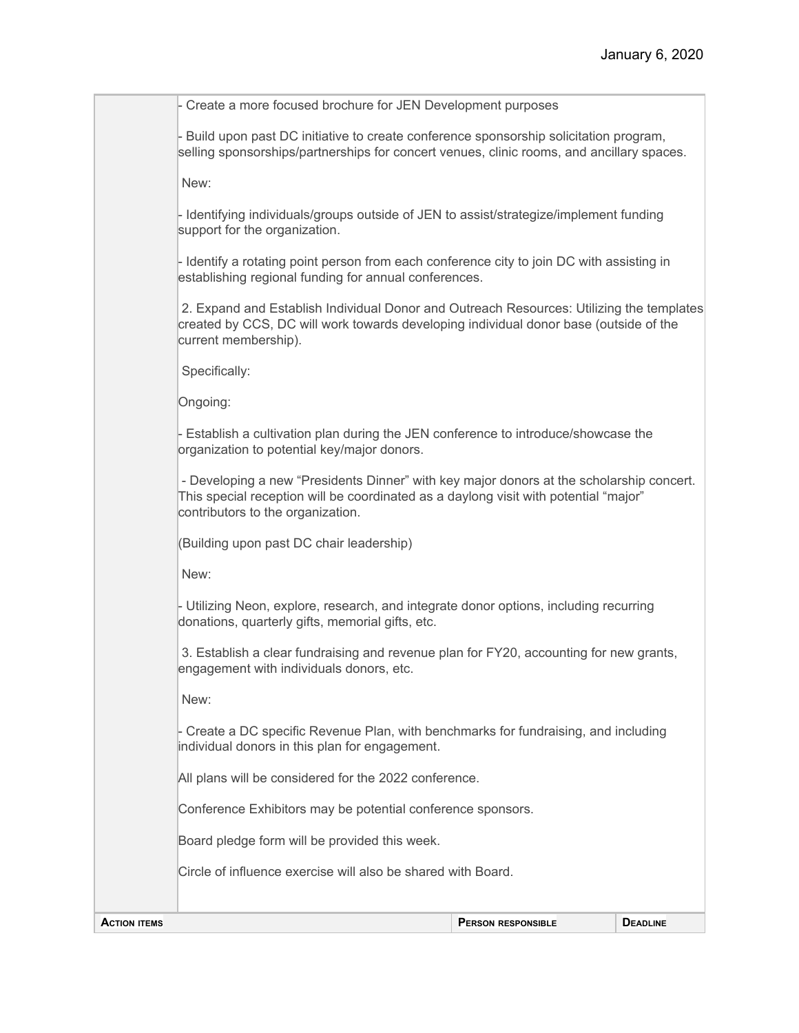January 6, 2020

| | |
|---|---|
| | - Create a more focused brochure for JEN Development purposes<br><br>- Build upon past DC initiative to create conference sponsorship solicitation program, selling sponsorships/partnerships for concert venues, clinic rooms, and ancillary spaces.<br><br>New:<br><br>- Identifying individuals/groups outside of JEN to assist/strategize/implement funding support for the organization.<br><br>- Identify a rotating point person from each conference city to join DC with assisting in establishing regional funding for annual conferences.<br><br>2. Expand and Establish Individual Donor and Outreach Resources: Utilizing the templates created by CCS, DC will work towards developing individual donor base (outside of the current membership).<br><br>Specifically:<br><br>Ongoing:<br><br>- Establish a cultivation plan during the JEN conference to introduce/showcase the organization to potential key/major donors.<br><br>- Developing a new "Presidents Dinner" with key major donors at the scholarship concert. This special reception will be coordinated as a daylong visit with potential "major" contributors to the organization.<br><br>(Building upon past DC chair leadership)<br><br>New:<br><br>- Utilizing Neon, explore, research, and integrate donor options, including recurring donations, quarterly gifts, memorial gifts, etc.<br><br>3. Establish a clear fundraising and revenue plan for FY20, accounting for new grants, engagement with individuals donors, etc.<br><br>New:<br><br>- Create a DC specific Revenue Plan, with benchmarks for fundraising, and including individual donors in this plan for engagement.<br><br>All plans will be considered for the 2022 conference.<br><br>Conference Exhibitors may be potential conference sponsors.<br><br>Board pledge form will be provided this week.<br><br>Circle of influence exercise will also be shared with Board. |

| **Action items** | **Person responsible** | **Deadline** |
|---|---|---|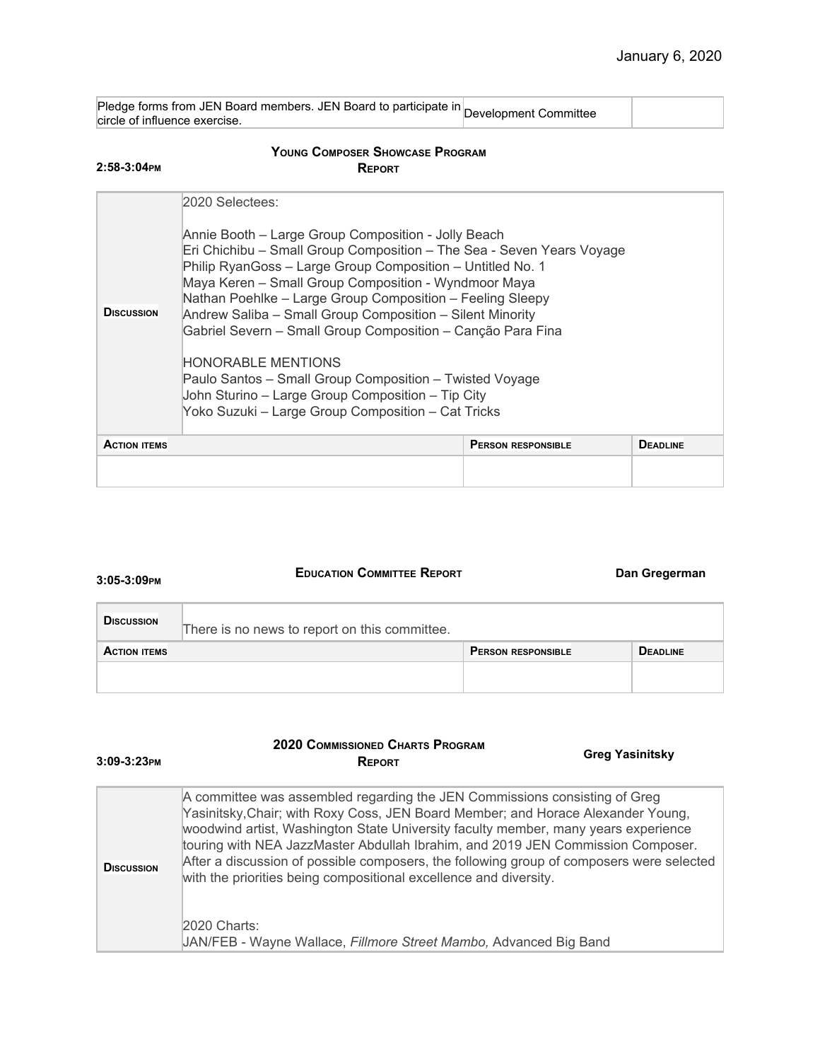January 6, 2020

| Pledge forms from JEN Board members. JEN Board to participate in circle of influence exercise. | Development Committee | |
|---|---|---|

### 2:58-3:04PM — Young Composer Showcase Program Report

| | |
|---|---|
| **Discussion** | 2020 Selectees:<br><br>Annie Booth – Large Group Composition - Jolly Beach<br>Eri Chichibu – Small Group Composition – The Sea - Seven Years Voyage<br>Philip RyanGoss – Large Group Composition – Untitled No. 1<br>Maya Keren – Small Group Composition - Wyndmoor Maya<br>Nathan Poehlke – Large Group Composition – Feeling Sleepy<br>Andrew Saliba – Small Group Composition – Silent Minority<br>Gabriel Severn – Small Group Composition – Canção Para Fina<br><br>HONORABLE MENTIONS<br>Paulo Santos – Small Group Composition – Twisted Voyage<br>John Sturino – Large Group Composition – Tip City<br>Yoko Suzuki – Large Group Composition – Cat Tricks |

| **Action items** | **Person responsible** | **Deadline** |
|---|---|---|
| | | |

### 3:05-3:09PM — Education Committee Report — Dan Gregerman

| | |
|---|---|
| **Discussion** | There is no news to report on this committee. |

| **Action items** | **Person responsible** | **Deadline** |
|---|---|---|
| | | |

### 3:09-3:23PM — 2020 Commissioned Charts Program Report — Greg Yasinitsky

| | |
|---|---|
| **Discussion** | A committee was assembled regarding the JEN Commissions consisting of Greg Yasinitsky,Chair; with Roxy Coss, JEN Board Member; and Horace Alexander Young, woodwind artist, Washington State University faculty member, many years experience touring with NEA JazzMaster Abdullah Ibrahim, and 2019 JEN Commission Composer. After a discussion of possible composers, the following group of composers were selected with the priorities being compositional excellence and diversity.<br><br>2020 Charts:<br>JAN/FEB - Wayne Wallace, *Fillmore Street Mambo,* Advanced Big Band |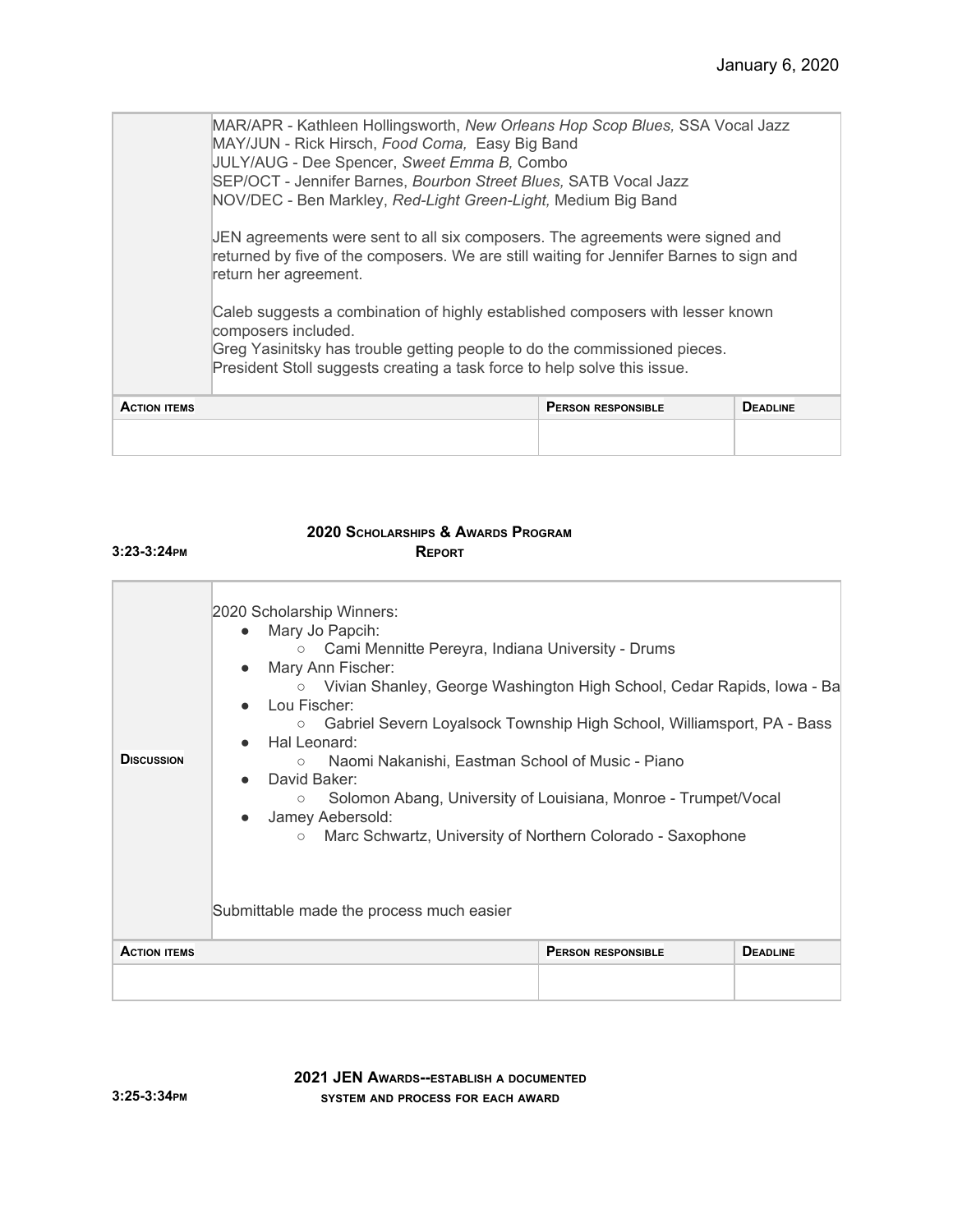January 6, 2020

| | |
|---|---|
| | MAR/APR - Kathleen Hollingsworth, *New Orleans Hop Scop Blues,* SSA Vocal Jazz<br>MAY/JUN - Rick Hirsch, *Food Coma,* Easy Big Band<br>JULY/AUG - Dee Spencer, *Sweet Emma B,* Combo<br>SEP/OCT - Jennifer Barnes, *Bourbon Street Blues,* SATB Vocal Jazz<br>NOV/DEC - Ben Markley, *Red-Light Green-Light,* Medium Big Band<br><br>JEN agreements were sent to all six composers. The agreements were signed and returned by five of the composers. We are still waiting for Jennifer Barnes to sign and return her agreement.<br><br>Caleb suggests a combination of highly established composers with lesser known composers included.<br>Greg Yasinitsky has trouble getting people to do the commissioned pieces.<br>President Stoll suggests creating a task force to help solve this issue. |

| **Action items** | **Person responsible** | **Deadline** |
|---|---|---|
| | | |

**3:23-3:24pm** **2020 Scholarships & Awards Program Report**

| | |
|---|---|
| **Discussion** | 2020 Scholarship Winners:<br>● Mary Jo Papcih:<br>○ Cami Mennitte Pereyra, Indiana University - Drums<br>● Mary Ann Fischer:<br>○ Vivian Shanley, George Washington High School, Cedar Rapids, Iowa - Ba<br>● Lou Fischer:<br>○ Gabriel Severn Loyalsock Township High School, Williamsport, PA - Bass<br>● Hal Leonard:<br>○ Naomi Nakanishi, Eastman School of Music - Piano<br>● David Baker:<br>○ Solomon Abang, University of Louisiana, Monroe - Trumpet/Vocal<br>● Jamey Aebersold:<br>○ Marc Schwartz, University of Northern Colorado - Saxophone<br><br>Submittable made the process much easier |

| **Action items** | **Person responsible** | **Deadline** |
|---|---|---|
| | | |

**3:25-3:34pm** **2021 JEN Awards--establish a documented system and process for each award**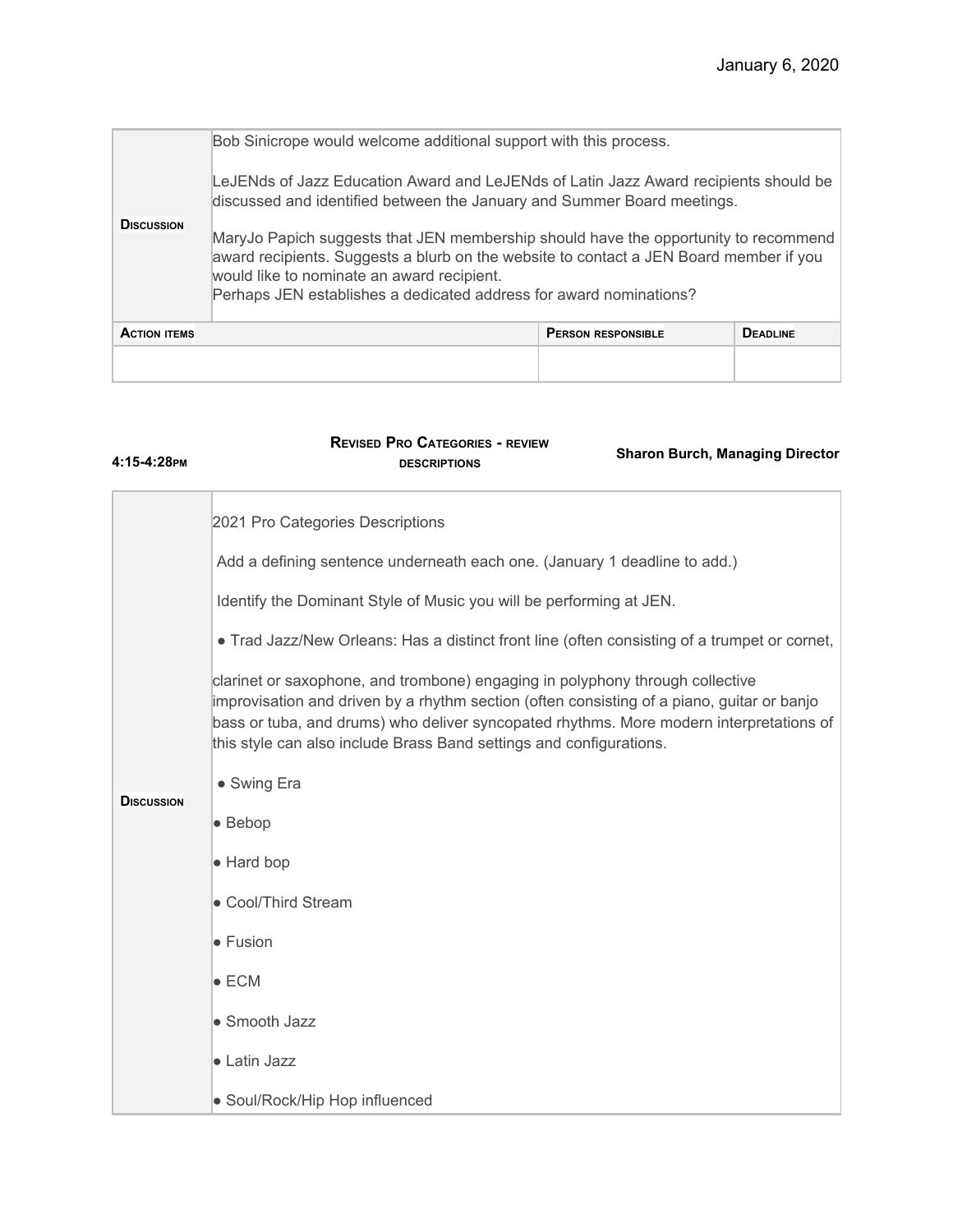January 6, 2020

| | |
|---|---|
| **Discussion** | Bob Sinicrope would welcome additional support with this process.<br><br>LeJENds of Jazz Education Award and LeJENds of Latin Jazz Award recipients should be discussed and identified between the January and Summer Board meetings.<br><br>MaryJo Papich suggests that JEN membership should have the opportunity to recommend award recipients. Suggests a blurb on the website to contact a JEN Board member if you would like to nominate an award recipient.<br>Perhaps JEN establishes a dedicated address for award nominations? |

| Action items | Person responsible | Deadline |
|---|---|---|
| | | |

**4:15-4:28pm** | **Revised Pro Categories - review descriptions** | **Sharon Burch, Managing Director**

| | |
|---|---|
| **Discussion** | 2021 Pro Categories Descriptions<br><br>Add a defining sentence underneath each one. (January 1 deadline to add.)<br><br>Identify the Dominant Style of Music you will be performing at JEN.<br><br>● Trad Jazz/New Orleans: Has a distinct front line (often consisting of a trumpet or cornet, clarinet or saxophone, and trombone) engaging in polyphony through collective improvisation and driven by a rhythm section (often consisting of a piano, guitar or banjo bass or tuba, and drums) who deliver syncopated rhythms. More modern interpretations of this style can also include Brass Band settings and configurations.<br><br>● Swing Era<br><br>● Bebop<br><br>● Hard bop<br><br>● Cool/Third Stream<br><br>● Fusion<br><br>● ECM<br><br>● Smooth Jazz<br><br>● Latin Jazz<br><br>● Soul/Rock/Hip Hop influenced |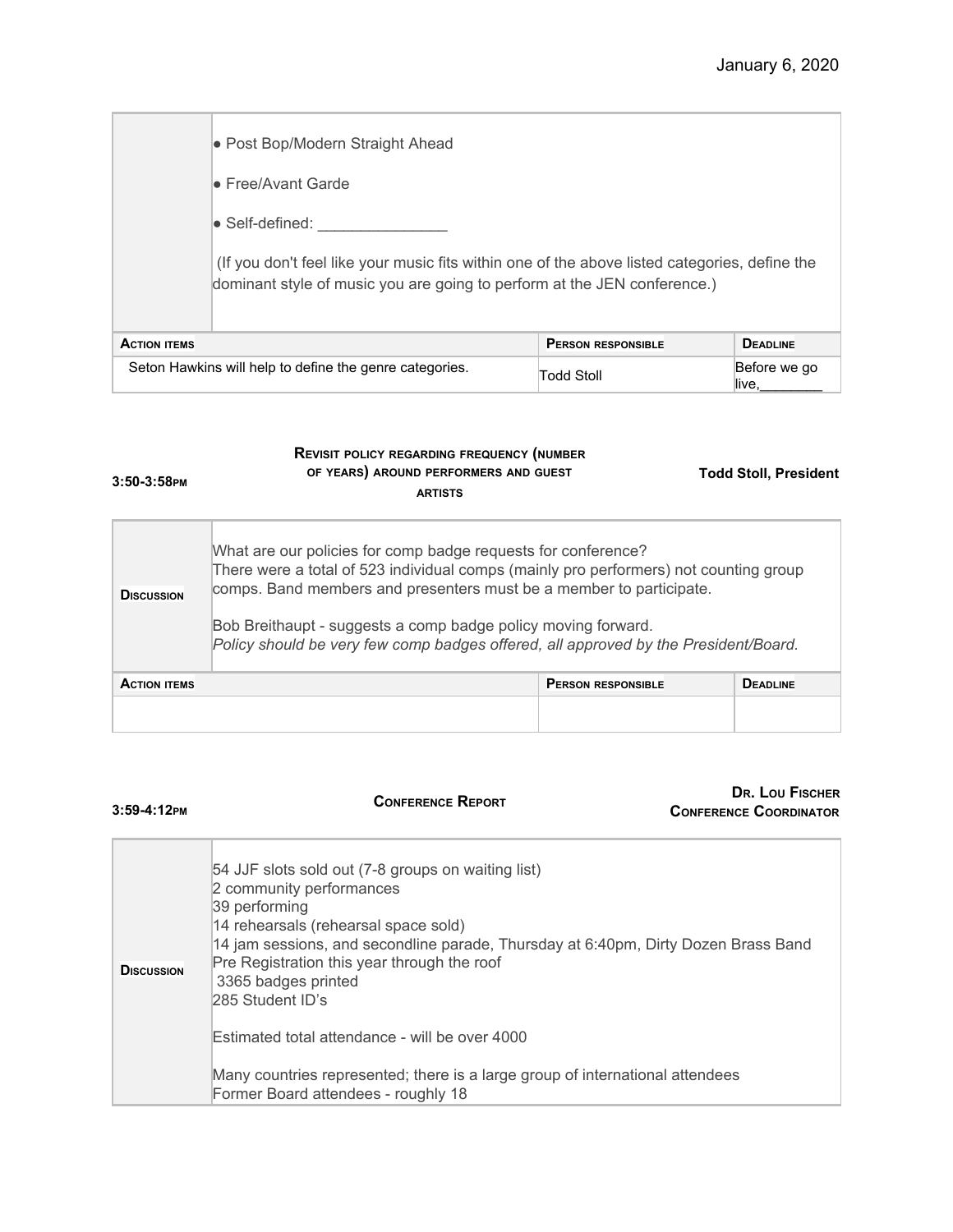January 6, 2020

| | |
|---|---|
| | • Post Bop/Modern Straight Ahead<br><br>• Free/Avant Garde<br><br>• Self-defined: _______________<br><br>(If you don't feel like your music fits within one of the above listed categories, define the dominant style of music you are going to perform at the JEN conference.) |

| Action items | Person responsible | Deadline |
|---|---|---|
| Seton Hawkins will help to define the genre categories. | Todd Stoll | Before we go live,________ |

**3:50-3:58pm** | **Revisit policy regarding frequency (number of years) around performers and guest artists** | **Todd Stoll, President**

| | |
|---|---|
| **Discussion** | What are our policies for comp badge requests for conference?<br>There were a total of 523 individual comps (mainly pro performers) not counting group comps. Band members and presenters must be a member to participate.<br><br>Bob Breithaupt - suggests a comp badge policy moving forward.<br>*Policy should be very few comp badges offered, all approved by the President/Board.* |

| Action items | Person responsible | Deadline |
|---|---|---|
| | | |

**3:59-4:12pm** | **Conference Report** | **Dr. Lou Fischer, Conference Coordinator**

| | |
|---|---|
| **Discussion** | 54 JJF slots sold out (7-8 groups on waiting list)<br>2 community performances<br>39 performing<br>14 rehearsals (rehearsal space sold)<br>14 jam sessions, and secondline parade, Thursday at 6:40pm, Dirty Dozen Brass Band<br>Pre Registration this year through the roof<br>3365 badges printed<br>285 Student ID's<br><br>Estimated total attendance - will be over 4000<br><br>Many countries represented; there is a large group of international attendees<br>Former Board attendees - roughly 18 |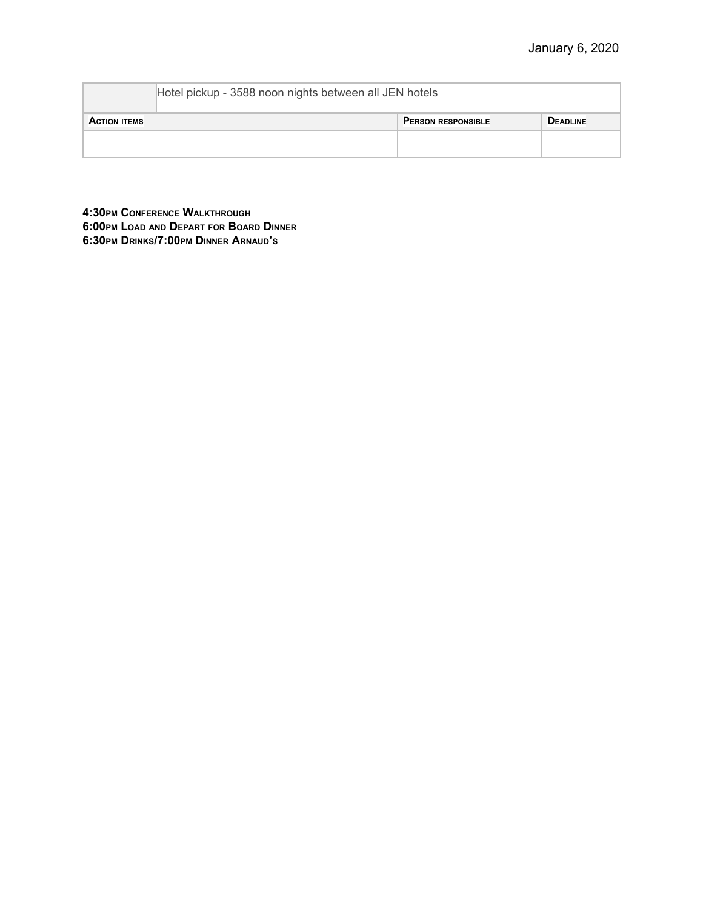January 6, 2020

| | |
|---|---|
| | Hotel pickup - 3588 noon nights between all JEN hotels |

| Action items | Person responsible | Deadline |
|---|---|---|
| | | |

**4:30pm Conference Walkthrough**
**6:00pm Load and Depart for Board Dinner**
**6:30pm Drinks/7:00pm Dinner Arnaud's**